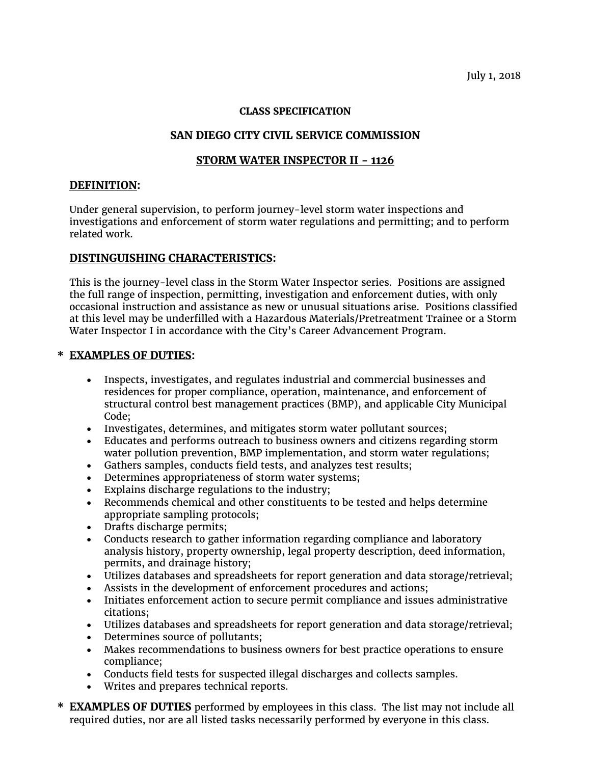July 1, 2018

**CLASS SPECIFICATION**

**SAN DIEGO CITY CIVIL SERVICE COMMISSION**

**STORM WATER INSPECTOR II - 1126**

## DEFINITION:

Under general supervision, to perform journey-level storm water inspections and investigations and enforcement of storm water regulations and permitting; and to perform related work.

## DISTINGUISHING CHARACTERISTICS:

This is the journey-level class in the Storm Water Inspector series. Positions are assigned the full range of inspection, permitting, investigation and enforcement duties, with only occasional instruction and assistance as new or unusual situations arise. Positions classified at this level may be underfilled with a Hazardous Materials/Pretreatment Trainee or a Storm Water Inspector I in accordance with the City's Career Advancement Program.

## * EXAMPLES OF DUTIES:

- Inspects, investigates, and regulates industrial and commercial businesses and residences for proper compliance, operation, maintenance, and enforcement of structural control best management practices (BMP), and applicable City Municipal Code;
- Investigates, determines, and mitigates storm water pollutant sources;
- Educates and performs outreach to business owners and citizens regarding storm water pollution prevention, BMP implementation, and storm water regulations;
- Gathers samples, conducts field tests, and analyzes test results;
- Determines appropriateness of storm water systems;
- Explains discharge regulations to the industry;
- Recommends chemical and other constituents to be tested and helps determine appropriate sampling protocols;
- Drafts discharge permits;
- Conducts research to gather information regarding compliance and laboratory analysis history, property ownership, legal property description, deed information, permits, and drainage history;
- Utilizes databases and spreadsheets for report generation and data storage/retrieval;
- Assists in the development of enforcement procedures and actions;
- Initiates enforcement action to secure permit compliance and issues administrative citations;
- Utilizes databases and spreadsheets for report generation and data storage/retrieval;
- Determines source of pollutants;
- Makes recommendations to business owners for best practice operations to ensure compliance;
- Conducts field tests for suspected illegal discharges and collects samples.
- Writes and prepares technical reports.

\* **EXAMPLES OF DUTIES** performed by employees in this class. The list may not include all required duties, nor are all listed tasks necessarily performed by everyone in this class.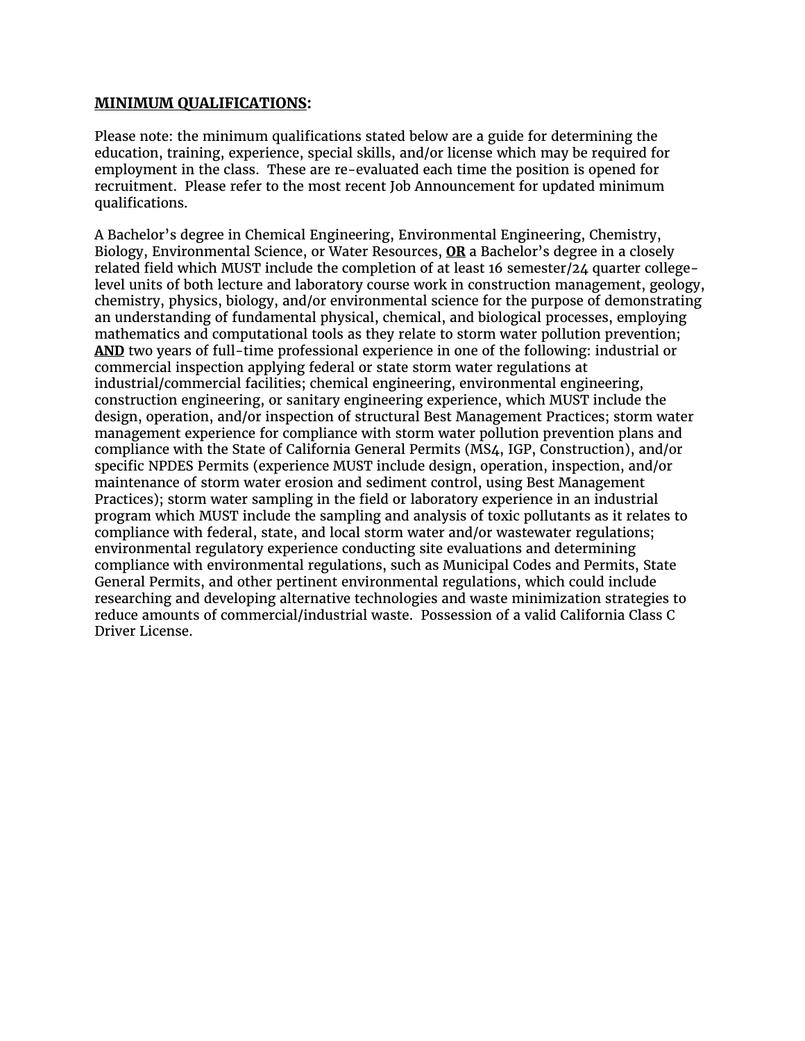**<u>MINIMUM QUALIFICATIONS</u>:**

Please note: the minimum qualifications stated below are a guide for determining the education, training, experience, special skills, and/or license which may be required for employment in the class. These are re-evaluated each time the position is opened for recruitment. Please refer to the most recent Job Announcement for updated minimum qualifications.

A Bachelor's degree in Chemical Engineering, Environmental Engineering, Chemistry, Biology, Environmental Science, or Water Resources, **<u>OR</u>** a Bachelor's degree in a closely related field which MUST include the completion of at least 16 semester/24 quarter college-level units of both lecture and laboratory course work in construction management, geology, chemistry, physics, biology, and/or environmental science for the purpose of demonstrating an understanding of fundamental physical, chemical, and biological processes, employing mathematics and computational tools as they relate to storm water pollution prevention; **<u>AND</u>** two years of full-time professional experience in one of the following: industrial or commercial inspection applying federal or state storm water regulations at industrial/commercial facilities; chemical engineering, environmental engineering, construction engineering, or sanitary engineering experience, which MUST include the design, operation, and/or inspection of structural Best Management Practices; storm water management experience for compliance with storm water pollution prevention plans and compliance with the State of California General Permits (MS4, IGP, Construction), and/or specific NPDES Permits (experience MUST include design, operation, inspection, and/or maintenance of storm water erosion and sediment control, using Best Management Practices); storm water sampling in the field or laboratory experience in an industrial program which MUST include the sampling and analysis of toxic pollutants as it relates to compliance with federal, state, and local storm water and/or wastewater regulations; environmental regulatory experience conducting site evaluations and determining compliance with environmental regulations, such as Municipal Codes and Permits, State General Permits, and other pertinent environmental regulations, which could include researching and developing alternative technologies and waste minimization strategies to reduce amounts of commercial/industrial waste. Possession of a valid California Class C Driver License.